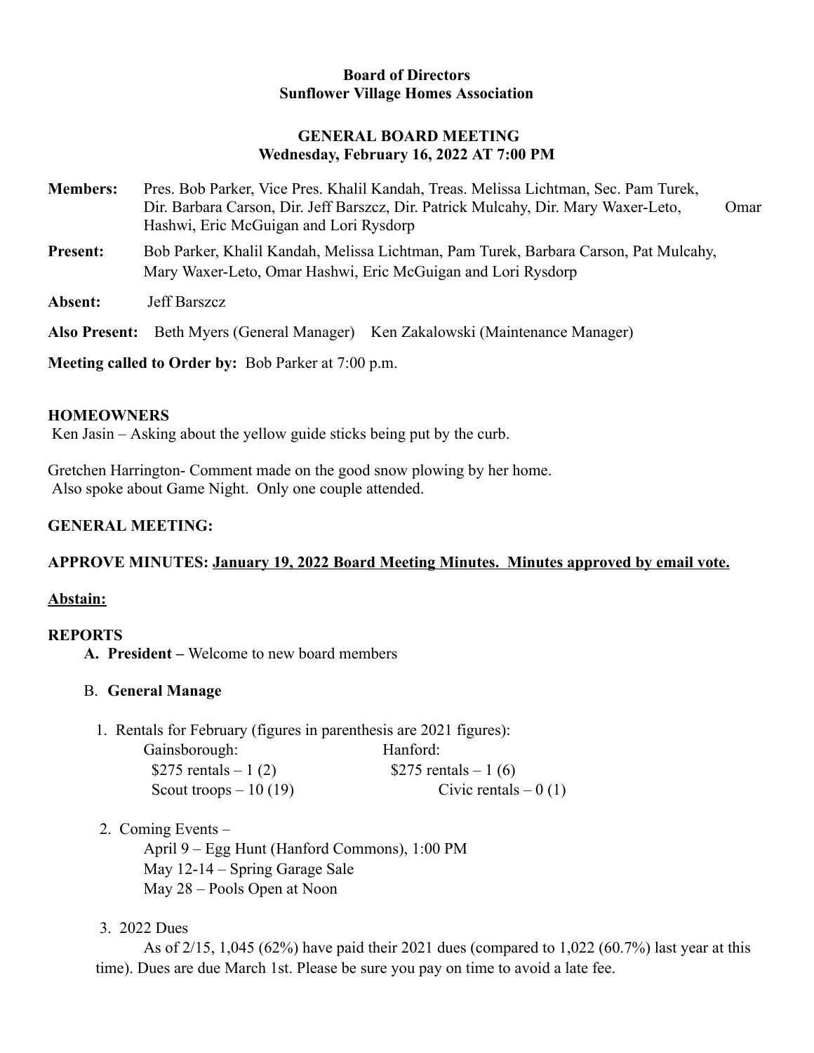**Board of Directors**
**Sunflower Village Homes Association**

**GENERAL BOARD MEETING**
**Wednesday, February 16, 2022 AT 7:00 PM**

**Members:** Pres. Bob Parker, Vice Pres. Khalil Kandah, Treas. Melissa Lichtman, Sec. Pam Turek, Dir. Barbara Carson, Dir. Jeff Barszcz, Dir. Patrick Mulcahy, Dir. Mary Waxer-Leto, Omar Hashwi, Eric McGuigan and Lori Rysdorp

**Present:** Bob Parker, Khalil Kandah, Melissa Lichtman, Pam Turek, Barbara Carson, Pat Mulcahy, Mary Waxer-Leto, Omar Hashwi, Eric McGuigan and Lori Rysdorp

**Absent:** Jeff Barszcz

**Also Present:** Beth Myers (General Manager) Ken Zakalowski (Maintenance Manager)

**Meeting called to Order by:** Bob Parker at 7:00 p.m.

**HOMEOWNERS**

Ken Jasin – Asking about the yellow guide sticks being put by the curb.

Gretchen Harrington- Comment made on the good snow plowing by her home.
Also spoke about Game Night. Only one couple attended.

**GENERAL MEETING:**

**APPROVE MINUTES: January 19, 2022 Board Meeting Minutes. Minutes approved by email vote.**

**Abstain:**

**REPORTS**

**A. President –** Welcome to new board members

B. **General Manage**

1. Rentals for February (figures in parenthesis are 2021 figures):

| Gainsborough: | Hanford: |
|---|---|
| $275 rentals – 1 (2) | $275 rentals – 1 (6) |
| Scout troops – 10 (19) | Civic rentals – 0 (1) |

2. Coming Events –
   April 9 – Egg Hunt (Hanford Commons), 1:00 PM
   May 12-14 – Spring Garage Sale
   May 28 – Pools Open at Noon

3. 2022 Dues
   As of 2/15, 1,045 (62%) have paid their 2021 dues (compared to 1,022 (60.7%) last year at this time). Dues are due March 1st. Please be sure you pay on time to avoid a late fee.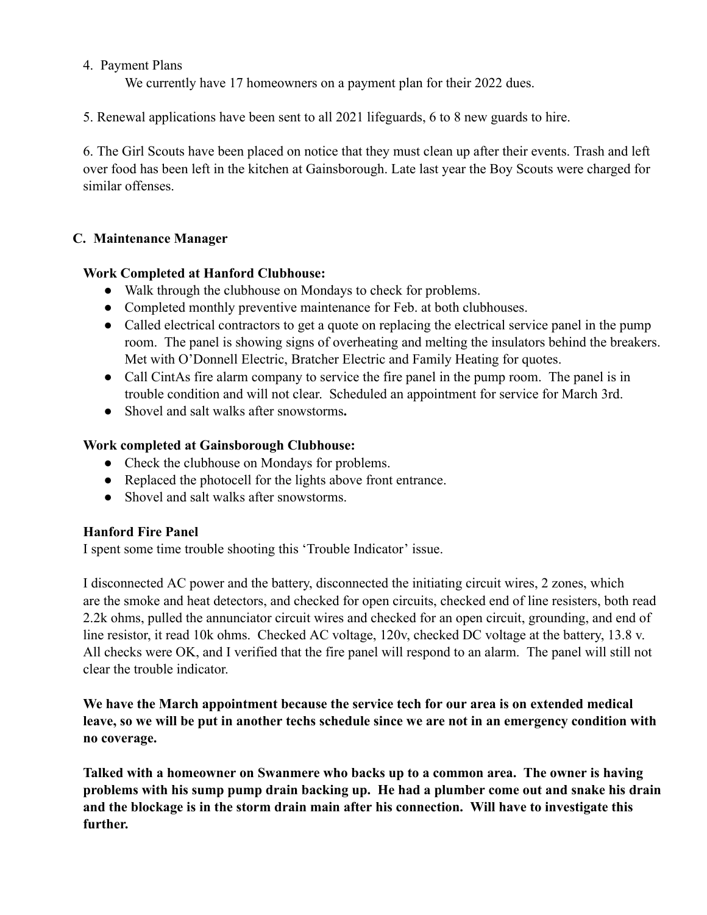4. Payment Plans

   We currently have 17 homeowners on a payment plan for their 2022 dues.

5. Renewal applications have been sent to all 2021 lifeguards, 6 to 8 new guards to hire.

6. The Girl Scouts have been placed on notice that they must clean up after their events. Trash and left over food has been left in the kitchen at Gainsborough. Late last year the Boy Scouts were charged for similar offenses.

## C. Maintenance Manager

**Work Completed at Hanford Clubhouse:**

- Walk through the clubhouse on Mondays to check for problems.
- Completed monthly preventive maintenance for Feb. at both clubhouses.
- Called electrical contractors to get a quote on replacing the electrical service panel in the pump room. The panel is showing signs of overheating and melting the insulators behind the breakers. Met with O'Donnell Electric, Bratcher Electric and Family Heating for quotes.
- Call CintAs fire alarm company to service the fire panel in the pump room. The panel is in trouble condition and will not clear. Scheduled an appointment for service for March 3rd.
- Shovel and salt walks after snowstorms**.**

**Work completed at Gainsborough Clubhouse:**

- Check the clubhouse on Mondays for problems.
- Replaced the photocell for the lights above front entrance.
- Shovel and salt walks after snowstorms.

**Hanford Fire Panel**

I spent some time trouble shooting this 'Trouble Indicator' issue.

I disconnected AC power and the battery, disconnected the initiating circuit wires, 2 zones, which are the smoke and heat detectors, and checked for open circuits, checked end of line resisters, both read 2.2k ohms, pulled the annunciator circuit wires and checked for an open circuit, grounding, and end of line resistor, it read 10k ohms. Checked AC voltage, 120v, checked DC voltage at the battery, 13.8 v. All checks were OK, and I verified that the fire panel will respond to an alarm. The panel will still not clear the trouble indicator.

**We have the March appointment because the service tech for our area is on extended medical leave, so we will be put in another techs schedule since we are not in an emergency condition with no coverage.**

**Talked with a homeowner on Swanmere who backs up to a common area. The owner is having problems with his sump pump drain backing up. He had a plumber come out and snake his drain and the blockage is in the storm drain main after his connection. Will have to investigate this further.**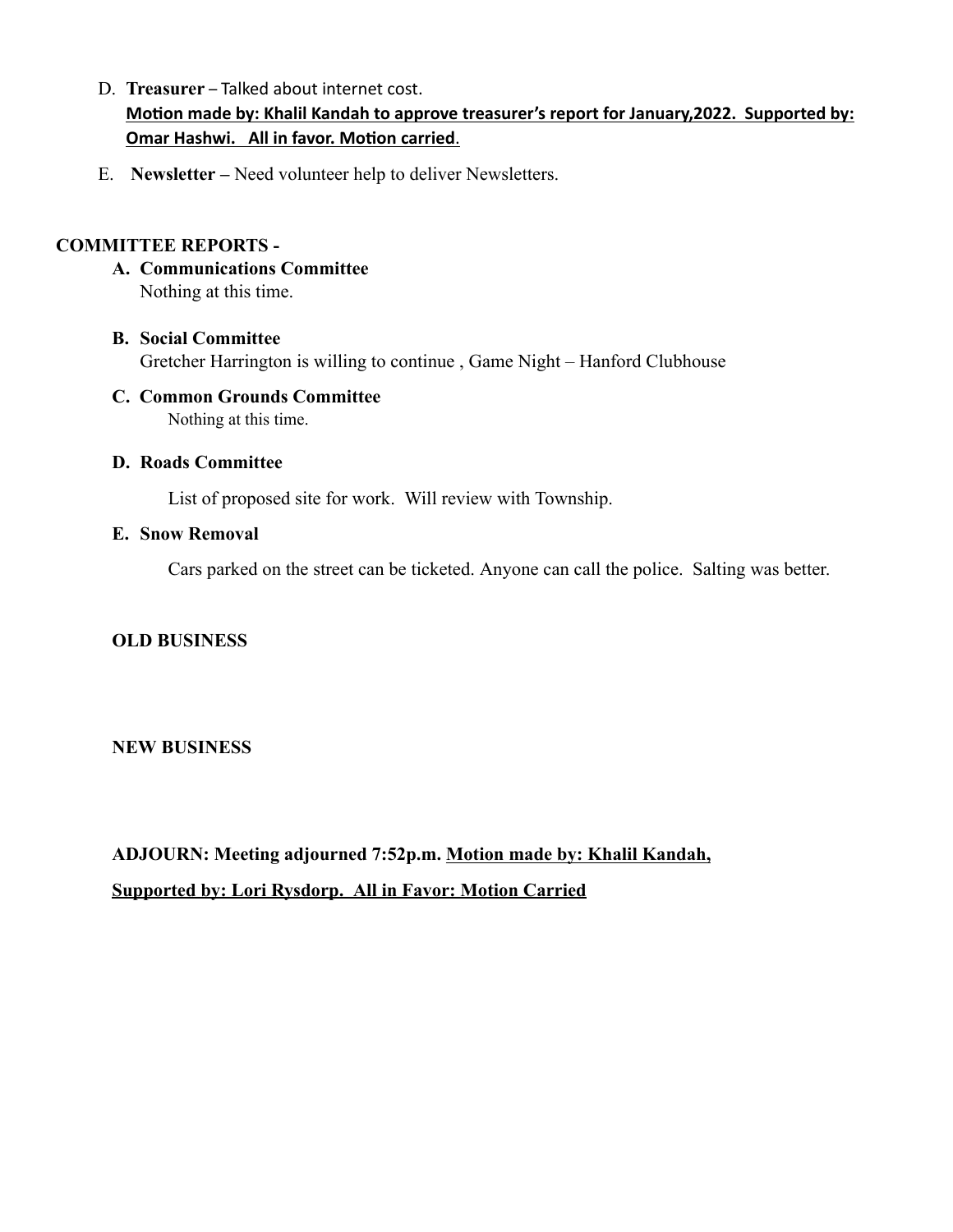D. **Treasurer** – Talked about internet cost.
   **<u>Motion made by: Khalil Kandah to approve treasurer's report for January,2022. Supported by: Omar Hashwi. All in favor. Motion carried</u>**.

E. **Newsletter –** Need volunteer help to deliver Newsletters.

## COMMITTEE REPORTS -

**A. Communications Committee**
Nothing at this time.

**B. Social Committee**
Gretcher Harrington is willing to continue , Game Night – Hanford Clubhouse

**C. Common Grounds Committee**
Nothing at this time.

**D. Roads Committee**

List of proposed site for work. Will review with Township.

**E. Snow Removal**

Cars parked on the street can be ticketed. Anyone can call the police. Salting was better.

## OLD BUSINESS

## NEW BUSINESS

**ADJOURN: Meeting adjourned 7:52p.m. <u>Motion made by: Khalil Kandah,</u>**

**<u>Supported by: Lori Rysdorp. All in Favor: Motion Carried</u>**